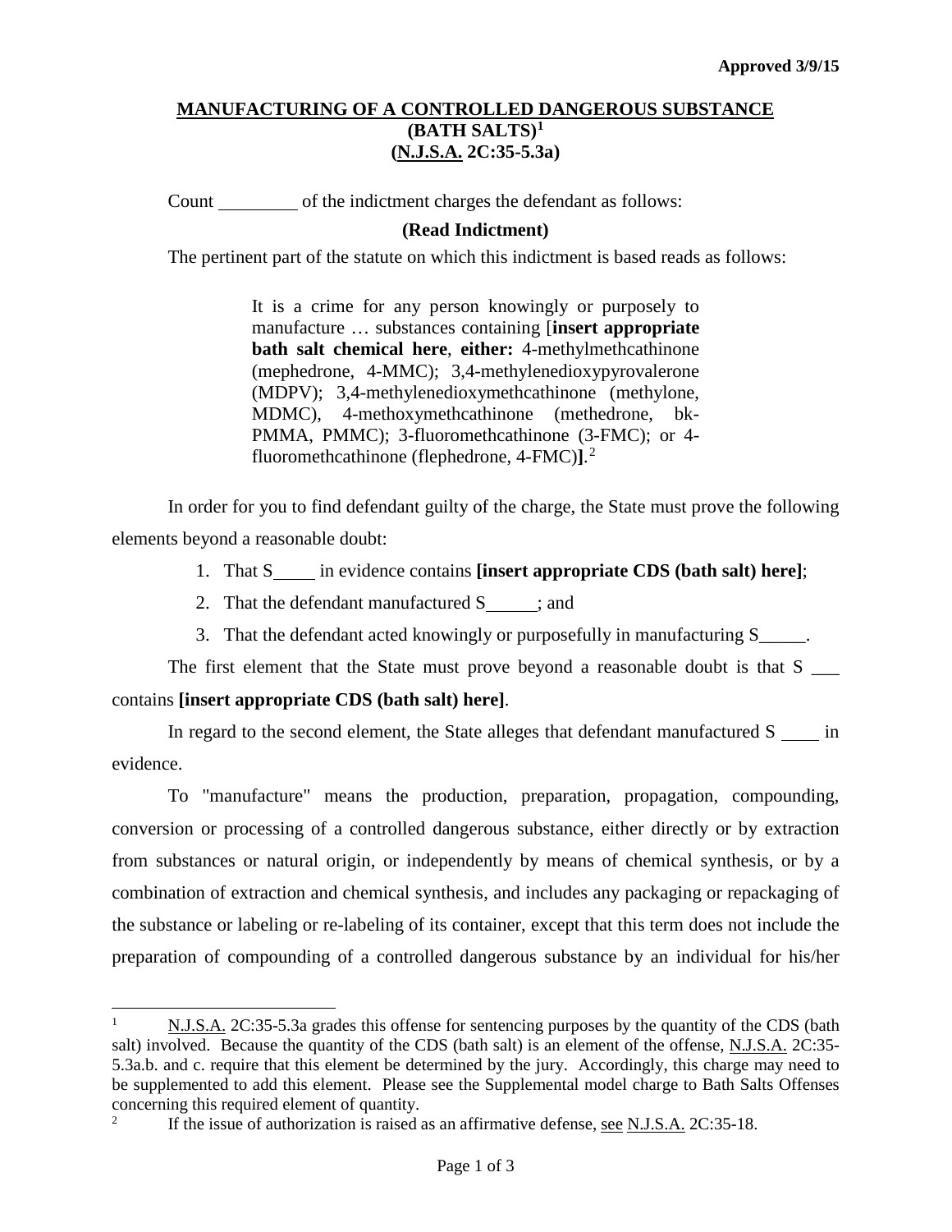**Approved 3/9/15**

# MANUFACTURING OF A CONTROLLED DANGEROUS SUBSTANCE (BATH SALTS)[1] (N.J.S.A. 2C:35-5.3a)

Count \_\_\_\_\_\_\_\_\_ of the indictment charges the defendant as follows:

**(Read Indictment)**

The pertinent part of the statute on which this indictment is based reads as follows:

> It is a crime for any person knowingly or purposely to manufacture … substances containing [**insert appropriate bath salt chemical here**, **either:** 4-methylmethcathinone (mephedrone, 4-MMC); 3,4-methylenedioxypyrovalerone (MDPV); 3,4-methylenedioxymethcathinone (methylone, MDMC), 4-methoxymethcathinone (methedrone, bk-PMMA, PMMC); 3-fluoromethcathinone (3-FMC); or 4-fluoromethcathinone (flephedrone, 4-FMC)**]**.[2]

In order for you to find defendant guilty of the charge, the State must prove the following elements beyond a reasonable doubt:

1. That S\_\_\_\_ in evidence contains **[insert appropriate CDS (bath salt) here]**;
2. That the defendant manufactured S\_\_\_\_\_; and
3. That the defendant acted knowingly or purposefully in manufacturing S\_\_\_\_\_.

The first element that the State must prove beyond a reasonable doubt is that S \_\_\_ contains **[insert appropriate CDS (bath salt) here]**.

In regard to the second element, the State alleges that defendant manufactured S \_\_\_\_ in evidence.

To "manufacture" means the production, preparation, propagation, compounding, conversion or processing of a controlled dangerous substance, either directly or by extraction from substances or natural origin, or independently by means of chemical synthesis, or by a combination of extraction and chemical synthesis, and includes any packaging or repackaging of the substance or labeling or re-labeling of its container, except that this term does not include the preparation of compounding of a controlled dangerous substance by an individual for his/her

---

[1] N.J.S.A. 2C:35-5.3a grades this offense for sentencing purposes by the quantity of the CDS (bath salt) involved. Because the quantity of the CDS (bath salt) is an element of the offense, N.J.S.A. 2C:35-5.3a.b. and c. require that this element be determined by the jury. Accordingly, this charge may need to be supplemented to add this element. Please see the Supplemental model charge to Bath Salts Offenses concerning this required element of quantity.

[2] If the issue of authorization is raised as an affirmative defense, see N.J.S.A. 2C:35-18.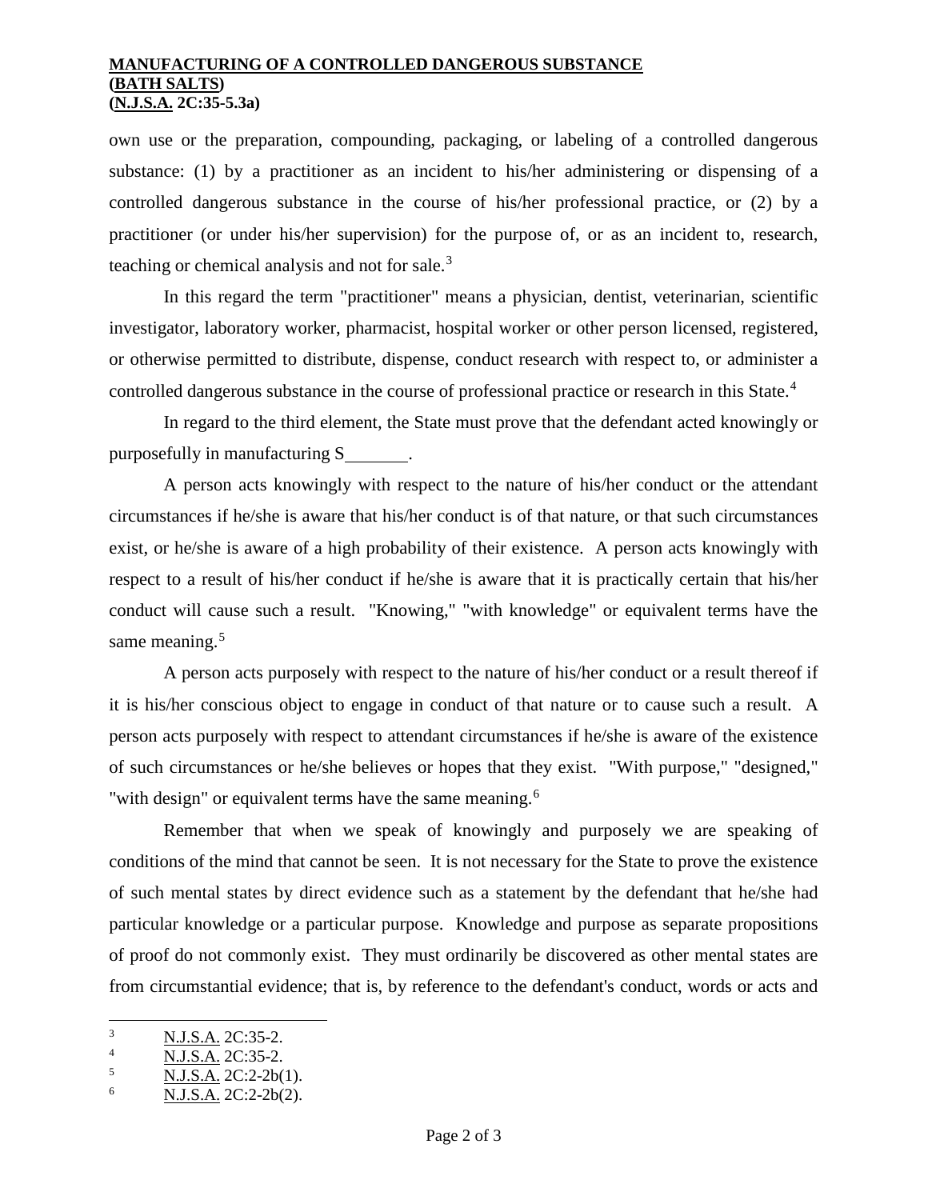own use or the preparation, compounding, packaging, or labeling of a controlled dangerous substance: (1) by a practitioner as an incident to his/her administering or dispensing of a controlled dangerous substance in the course of his/her professional practice, or (2) by a practitioner (or under his/her supervision) for the purpose of, or as an incident to, research, teaching or chemical analysis and not for sale.[3]

In this regard the term "practitioner" means a physician, dentist, veterinarian, scientific investigator, laboratory worker, pharmacist, hospital worker or other person licensed, registered, or otherwise permitted to distribute, dispense, conduct research with respect to, or administer a controlled dangerous substance in the course of professional practice or research in this State.[4]

In regard to the third element, the State must prove that the defendant acted knowingly or purposefully in manufacturing S\_\_\_\_\_\_\_.

A person acts knowingly with respect to the nature of his/her conduct or the attendant circumstances if he/she is aware that his/her conduct is of that nature, or that such circumstances exist, or he/she is aware of a high probability of their existence. A person acts knowingly with respect to a result of his/her conduct if he/she is aware that it is practically certain that his/her conduct will cause such a result. "Knowing," "with knowledge" or equivalent terms have the same meaning.[5]

A person acts purposely with respect to the nature of his/her conduct or a result thereof if it is his/her conscious object to engage in conduct of that nature or to cause such a result. A person acts purposely with respect to attendant circumstances if he/she is aware of the existence of such circumstances or he/she believes or hopes that they exist. "With purpose," "designed," "with design" or equivalent terms have the same meaning.[6]

Remember that when we speak of knowingly and purposely we are speaking of conditions of the mind that cannot be seen. It is not necessary for the State to prove the existence of such mental states by direct evidence such as a statement by the defendant that he/she had particular knowledge or a particular purpose. Knowledge and purpose as separate propositions of proof do not commonly exist. They must ordinarily be discovered as other mental states are from circumstantial evidence; that is, by reference to the defendant's conduct, words or acts and

---

[3] N.J.S.A. 2C:35-2.

[4] N.J.S.A. 2C:35-2.

[5] N.J.S.A. 2C:2-2b(1).

[6] N.J.S.A. 2C:2-2b(2).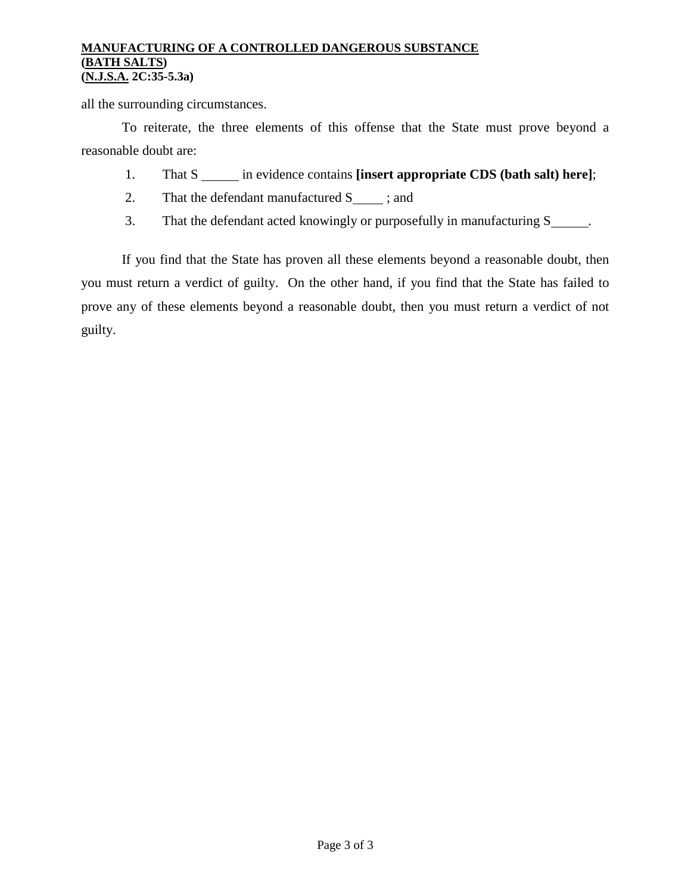all the surrounding circumstances.

To reiterate, the three elements of this offense that the State must prove beyond a reasonable doubt are:

1. That S _____ in evidence contains **[insert appropriate CDS (bath salt) here]**;
2. That the defendant manufactured S_____ ; and
3. That the defendant acted knowingly or purposefully in manufacturing S_____.

If you find that the State has proven all these elements beyond a reasonable doubt, then you must return a verdict of guilty. On the other hand, if you find that the State has failed to prove any of these elements beyond a reasonable doubt, then you must return a verdict of not guilty.